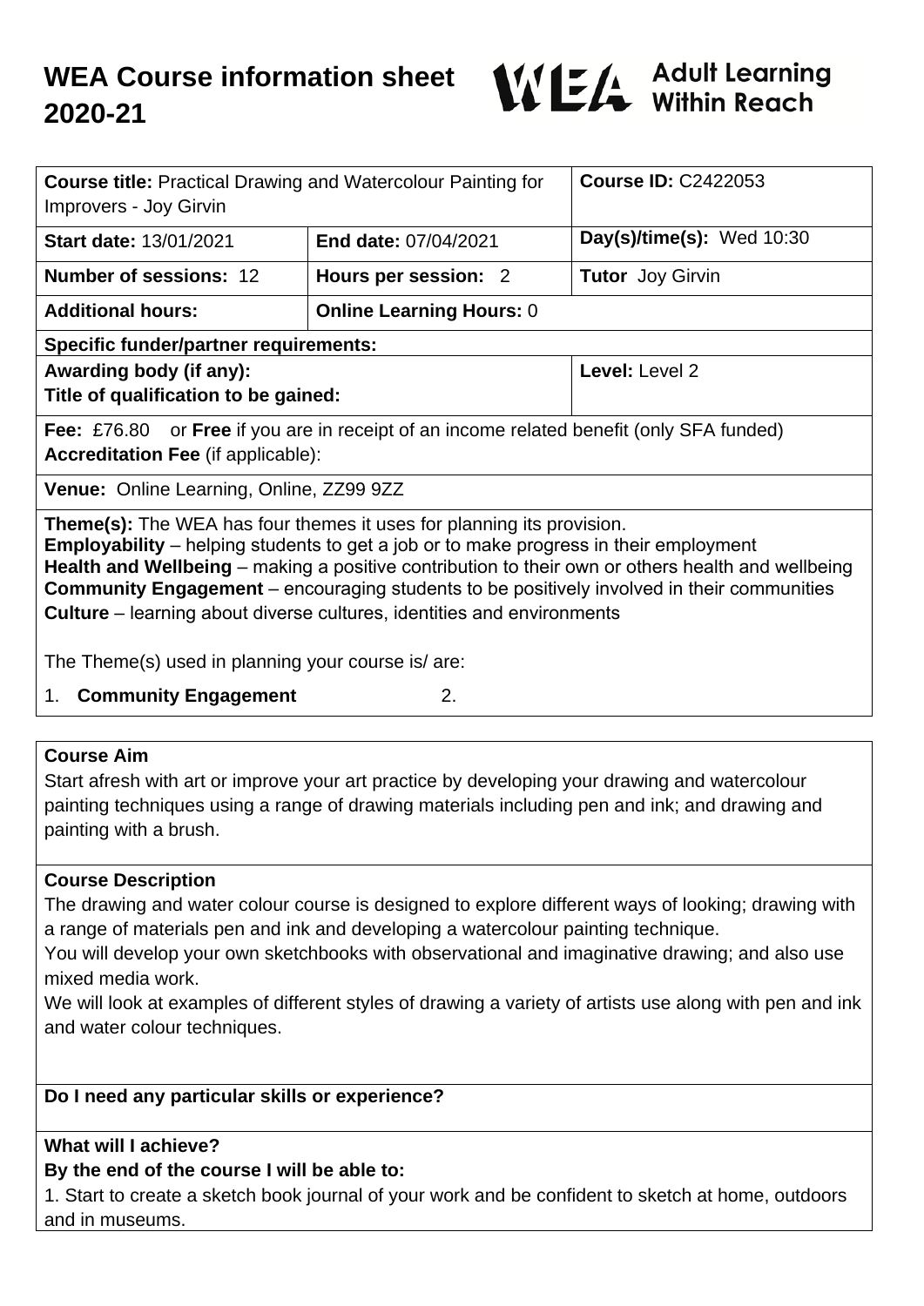# WEA Course information sheet 2020-21

WEA Adult Learning Within Reach

| **Course title:** Practical Drawing and Watercolour Painting for Improvers - Joy Girvin | | **Course ID:** C2422053 |
|---|---|---|
| **Start date:** 13/01/2021 | **End date:** 07/04/2021 | **Day(s)/time(s):** Wed 10:30 |
| **Number of sessions:** 12 | **Hours per session:** 2 | **Tutor** Joy Girvin |
| **Additional hours:** | **Online Learning Hours:** 0 | |
| **Specific funder/partner requirements:** | | |
| **Awarding body (if any):** **Title of qualification to be gained:** | | **Level:** Level 2 |
| **Fee:** £76.80 or **Free** if you are in receipt of an income related benefit (only SFA funded) **Accreditation Fee** (if applicable): | | |
| **Venue:** Online Learning, Online, ZZ99 9ZZ | | |

**Theme(s):** The WEA has four themes it uses for planning its provision.
**Employability** – helping students to get a job or to make progress in their employment
**Health and Wellbeing** – making a positive contribution to their own or others health and wellbeing
**Community Engagement** – encouraging students to be positively involved in their communities
**Culture** – learning about diverse cultures, identities and environments

The Theme(s) used in planning your course is/ are:

1. **Community Engagement**
2. 

## Course Aim

Start afresh with art or improve your art practice by developing your drawing and watercolour painting techniques using a range of drawing materials including pen and ink; and drawing and painting with a brush.

## Course Description

The drawing and water colour course is designed to explore different ways of looking; drawing with a range of materials pen and ink and developing a watercolour painting technique.
You will develop your own sketchbooks with observational and imaginative drawing; and also use mixed media work.
We will look at examples of different styles of drawing a variety of artists use along with pen and ink and water colour techniques.

## Do I need any particular skills or experience?

## What will I achieve?

**By the end of the course I will be able to:**

1. Start to create a sketch book journal of your work and be confident to sketch at home, outdoors and in museums.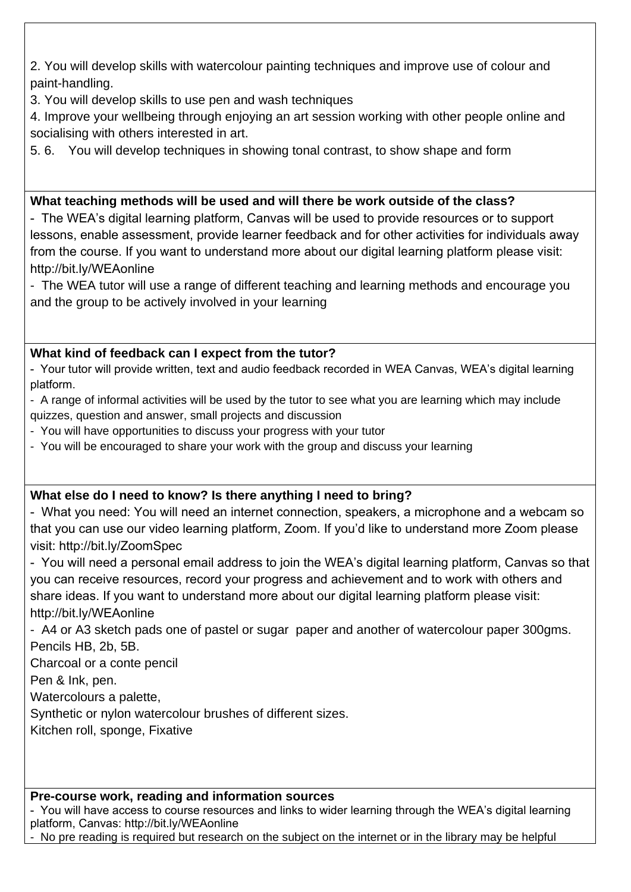2. You will develop skills with watercolour painting techniques and improve use of colour and paint-handling.
3. You will develop skills to use pen and wash techniques
4. Improve your wellbeing through enjoying an art session working with other people online and socialising with others interested in art.
5. 6. You will develop techniques in showing tonal contrast, to show shape and form

**What teaching methods will be used and will there be work outside of the class?**

- The WEA's digital learning platform, Canvas will be used to provide resources or to support lessons, enable assessment, provide learner feedback and for other activities for individuals away from the course. If you want to understand more about our digital learning platform please visit: http://bit.ly/WEAonline
- The WEA tutor will use a range of different teaching and learning methods and encourage you and the group to be actively involved in your learning

**What kind of feedback can I expect from the tutor?**

- Your tutor will provide written, text and audio feedback recorded in WEA Canvas, WEA's digital learning platform.
- A range of informal activities will be used by the tutor to see what you are learning which may include quizzes, question and answer, small projects and discussion
- You will have opportunities to discuss your progress with your tutor
- You will be encouraged to share your work with the group and discuss your learning

**What else do I need to know? Is there anything I need to bring?**

- What you need: You will need an internet connection, speakers, a microphone and a webcam so that you can use our video learning platform, Zoom. If you'd like to understand more Zoom please visit: http://bit.ly/ZoomSpec
- You will need a personal email address to join the WEA's digital learning platform, Canvas so that you can receive resources, record your progress and achievement and to work with others and share ideas. If you want to understand more about our digital learning platform please visit: http://bit.ly/WEAonline
- A4 or A3 sketch pads one of pastel or sugar paper and another of watercolour paper 300gms.

Pencils HB, 2b, 5B.
Charcoal or a conte pencil
Pen & Ink, pen.
Watercolours a palette,
Synthetic or nylon watercolour brushes of different sizes.
Kitchen roll, sponge, Fixative

**Pre-course work, reading and information sources**

- You will have access to course resources and links to wider learning through the WEA's digital learning platform, Canvas: http://bit.ly/WEAonline
- No pre reading is required but research on the subject on the internet or in the library may be helpful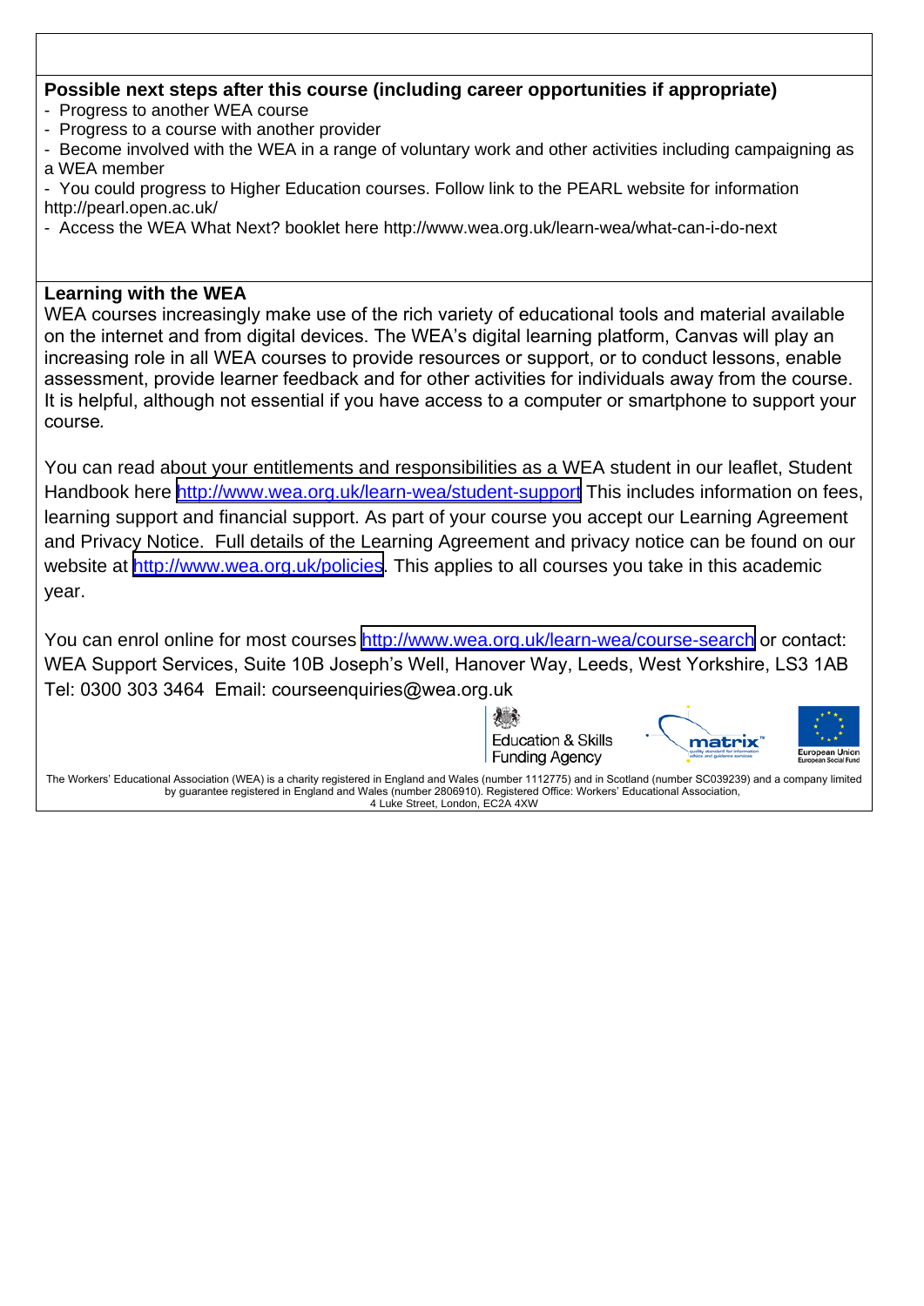**Possible next steps after this course (including career opportunities if appropriate)**

- Progress to another WEA course
- Progress to a course with another provider
- Become involved with the WEA in a range of voluntary work and other activities including campaigning as a WEA member
- You could progress to Higher Education courses. Follow link to the PEARL website for information http://pearl.open.ac.uk/
- Access the WEA What Next? booklet here http://www.wea.org.uk/learn-wea/what-can-i-do-next

**Learning with the WEA**

WEA courses increasingly make use of the rich variety of educational tools and material available on the internet and from digital devices. The WEA's digital learning platform, Canvas will play an increasing role in all WEA courses to provide resources or support, or to conduct lessons, enable assessment, provide learner feedback and for other activities for individuals away from the course. It is helpful, although not essential if you have access to a computer or smartphone to support your course.

You can read about your entitlements and responsibilities as a WEA student in our leaflet, Student Handbook here http://www.wea.org.uk/learn-wea/student-support This includes information on fees, learning support and financial support. As part of your course you accept our Learning Agreement and Privacy Notice. Full details of the Learning Agreement and privacy notice can be found on our website at http://www.wea.org.uk/policies. This applies to all courses you take in this academic year.

You can enrol online for most courses http://www.wea.org.uk/learn-wea/course-search or contact: WEA Support Services, Suite 10B Joseph's Well, Hanover Way, Leeds, West Yorkshire, LS3 1AB Tel: 0300 303 3464 Email: courseenquiries@wea.org.uk

Education & Skills Funding Agency

matrix

European Union European Social Fund

The Workers' Educational Association (WEA) is a charity registered in England and Wales (number 1112775) and in Scotland (number SC039239) and a company limited by guarantee registered in England and Wales (number 2806910). Registered Office: Workers' Educational Association, 4 Luke Street, London, EC2A 4XW